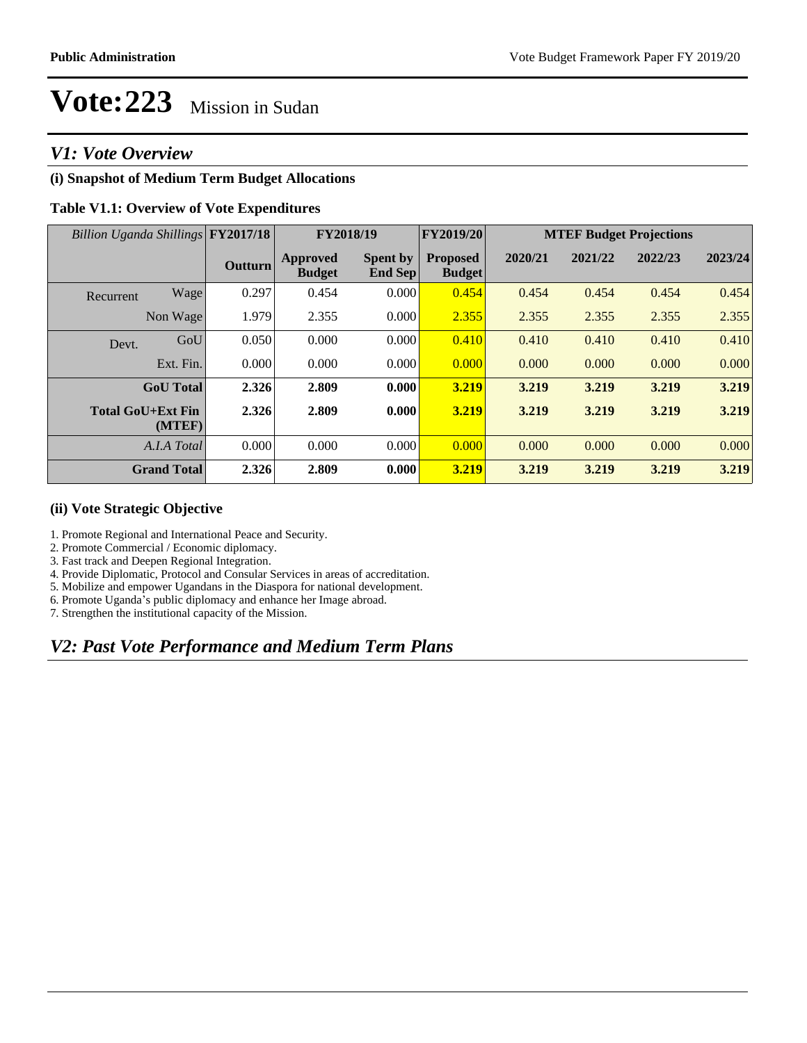# Vote:223 Mission in Sudan

## V1: Vote Overview

### (i) Snapshot of Medium Term Budget Allocations

**Table V1.1: Overview of Vote Expenditures**

| *Billion Uganda Shillings* | | FY2017/18 | FY2018/19 | | FY2019/20 | MTEF Budget Projections | | | |
|---|---|---|---|---|---|---|---|---|---|
| | | **Outturn** | **Approved Budget** | **Spent by End Sep** | **Proposed Budget** | **2020/21** | **2021/22** | **2022/23** | **2023/24** |
| Recurrent | Wage | 0.297 | 0.454 | 0.000 | 0.454 | 0.454 | 0.454 | 0.454 | 0.454 |
| | Non Wage | 1.979 | 2.355 | 0.000 | 2.355 | 2.355 | 2.355 | 2.355 | 2.355 |
| Devt. | GoU | 0.050 | 0.000 | 0.000 | 0.410 | 0.410 | 0.410 | 0.410 | 0.410 |
| | Ext. Fin. | 0.000 | 0.000 | 0.000 | 0.000 | 0.000 | 0.000 | 0.000 | 0.000 |
| | **GoU Total** | **2.326** | **2.809** | **0.000** | **3.219** | **3.219** | **3.219** | **3.219** | **3.219** |
| | **Total GoU+Ext Fin (MTEF)** | **2.326** | **2.809** | **0.000** | **3.219** | **3.219** | **3.219** | **3.219** | **3.219** |
| | *A.I.A Total* | 0.000 | 0.000 | 0.000 | 0.000 | 0.000 | 0.000 | 0.000 | 0.000 |
| | **Grand Total** | **2.326** | **2.809** | **0.000** | **3.219** | **3.219** | **3.219** | **3.219** | **3.219** |

### (ii) Vote Strategic Objective

1. Promote Regional and International Peace and Security.
2. Promote Commercial / Economic diplomacy.
3. Fast track and Deepen Regional Integration.
4. Provide Diplomatic, Protocol and Consular Services in areas of accreditation.
5. Mobilize and empower Ugandans in the Diaspora for national development.
6. Promote Uganda's public diplomacy and enhance her Image abroad.
7. Strengthen the institutional capacity of the Mission.

## V2: Past Vote Performance and Medium Term Plans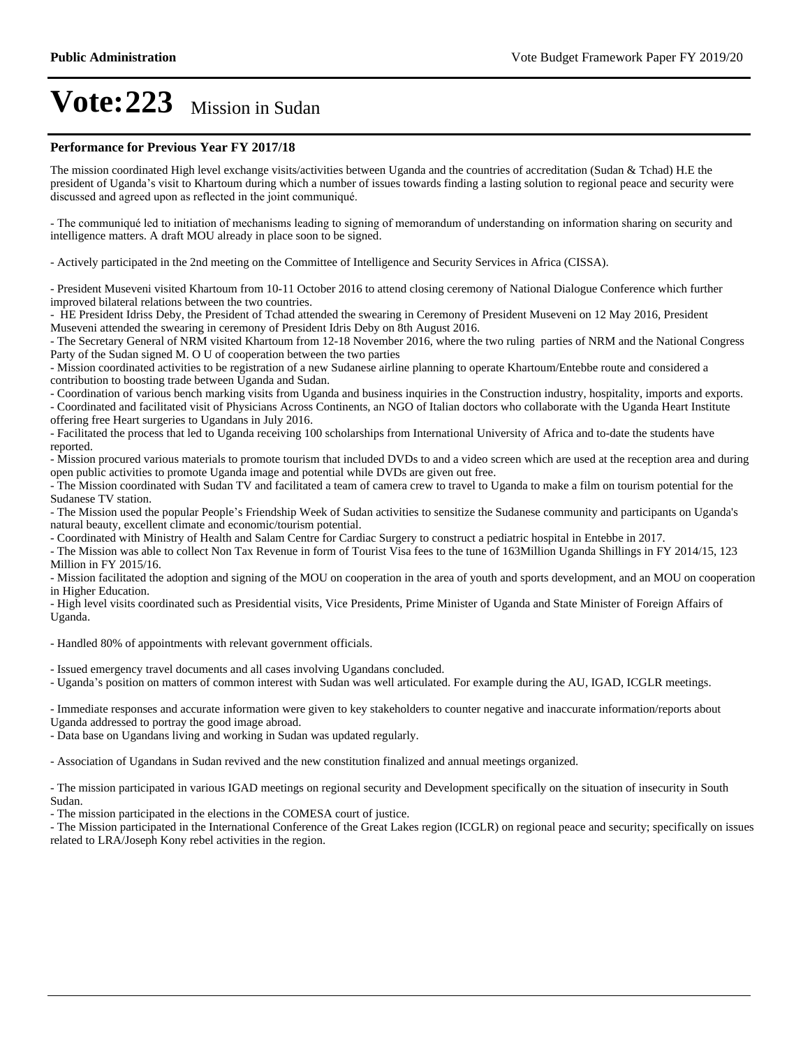# Vote:223 Mission in Sudan

## Performance for Previous Year FY 2017/18

The mission coordinated High level exchange visits/activities between Uganda and the countries of accreditation (Sudan & Tchad) H.E the president of Uganda's visit to Khartoum during which a number of issues towards finding a lasting solution to regional peace and security were discussed and agreed upon as reflected in the joint communiqué.

- The communiqué led to initiation of mechanisms leading to signing of memorandum of understanding on information sharing on security and intelligence matters. A draft MOU already in place soon to be signed.

- Actively participated in the 2nd meeting on the Committee of Intelligence and Security Services in Africa (CISSA).

- President Museveni visited Khartoum from 10-11 October 2016 to attend closing ceremony of National Dialogue Conference which further improved bilateral relations between the two countries.
- HE President Idriss Deby, the President of Tchad attended the swearing in Ceremony of President Museveni on 12 May 2016, President Museveni attended the swearing in ceremony of President Idris Deby on 8th August 2016.
- The Secretary General of NRM visited Khartoum from 12-18 November 2016, where the two ruling parties of NRM and the National Congress Party of the Sudan signed M. O U of cooperation between the two parties
- Mission coordinated activities to be registration of a new Sudanese airline planning to operate Khartoum/Entebbe route and considered a contribution to boosting trade between Uganda and Sudan.
- Coordination of various bench marking visits from Uganda and business inquiries in the Construction industry, hospitality, imports and exports.
- Coordinated and facilitated visit of Physicians Across Continents, an NGO of Italian doctors who collaborate with the Uganda Heart Institute offering free Heart surgeries to Ugandans in July 2016.
- Facilitated the process that led to Uganda receiving 100 scholarships from International University of Africa and to-date the students have reported.
- Mission procured various materials to promote tourism that included DVDs to and a video screen which are used at the reception area and during open public activities to promote Uganda image and potential while DVDs are given out free.
- The Mission coordinated with Sudan TV and facilitated a team of camera crew to travel to Uganda to make a film on tourism potential for the Sudanese TV station.
- The Mission used the popular People's Friendship Week of Sudan activities to sensitize the Sudanese community and participants on Uganda's natural beauty, excellent climate and economic/tourism potential.
- Coordinated with Ministry of Health and Salam Centre for Cardiac Surgery to construct a pediatric hospital in Entebbe in 2017.
- The Mission was able to collect Non Tax Revenue in form of Tourist Visa fees to the tune of 163Million Uganda Shillings in FY 2014/15, 123 Million in FY 2015/16.
- Mission facilitated the adoption and signing of the MOU on cooperation in the area of youth and sports development, and an MOU on cooperation in Higher Education.
- High level visits coordinated such as Presidential visits, Vice Presidents, Prime Minister of Uganda and State Minister of Foreign Affairs of Uganda.

- Handled 80% of appointments with relevant government officials.

- Issued emergency travel documents and all cases involving Ugandans concluded.
- Uganda's position on matters of common interest with Sudan was well articulated. For example during the AU, IGAD, ICGLR meetings.

- Immediate responses and accurate information were given to key stakeholders to counter negative and inaccurate information/reports about Uganda addressed to portray the good image abroad.
- Data base on Ugandans living and working in Sudan was updated regularly.

- Association of Ugandans in Sudan revived and the new constitution finalized and annual meetings organized.

- The mission participated in various IGAD meetings on regional security and Development specifically on the situation of insecurity in South Sudan.
- The mission participated in the elections in the COMESA court of justice.
- The Mission participated in the International Conference of the Great Lakes region (ICGLR) on regional peace and security; specifically on issues related to LRA/Joseph Kony rebel activities in the region.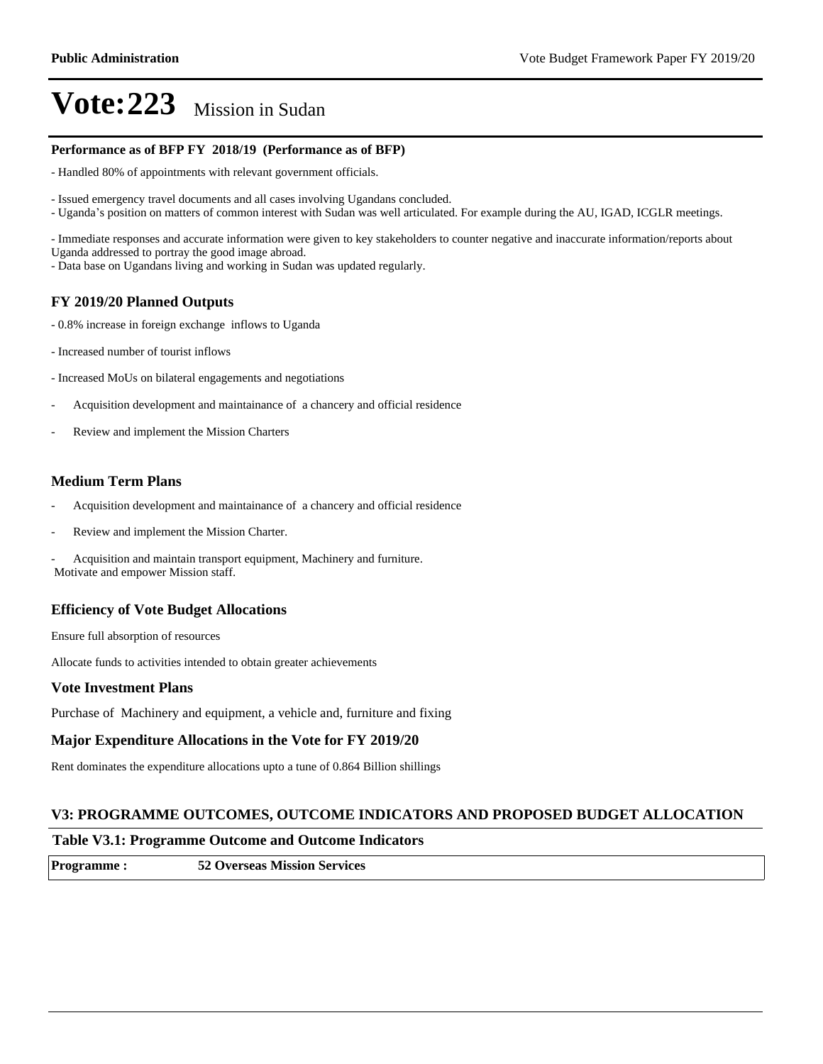# Vote:223 Mission in Sudan

**Performance as of BFP FY 2018/19 (Performance as of BFP)**

- Handled 80% of appointments with relevant government officials.

- Issued emergency travel documents and all cases involving Ugandans concluded.
- Uganda's position on matters of common interest with Sudan was well articulated. For example during the AU, IGAD, ICGLR meetings.

- Immediate responses and accurate information were given to key stakeholders to counter negative and inaccurate information/reports about Uganda addressed to portray the good image abroad.
- Data base on Ugandans living and working in Sudan was updated regularly.

### FY 2019/20 Planned Outputs

- 0.8% increase in foreign exchange inflows to Uganda

- Increased number of tourist inflows

- Increased MoUs on bilateral engagements and negotiations

- Acquisition development and maintainance of a chancery and official residence

- Review and implement the Mission Charters

### Medium Term Plans

- Acquisition development and maintainance of a chancery and official residence

- Review and implement the Mission Charter.

- Acquisition and maintain transport equipment, Machinery and furniture.
Motivate and empower Mission staff.

### Efficiency of Vote Budget Allocations

Ensure full absorption of resources

Allocate funds to activities intended to obtain greater achievements

### Vote Investment Plans

Purchase of Machinery and equipment, a vehicle and, furniture and fixing

### Major Expenditure Allocations in the Vote for FY 2019/20

Rent dominates the expenditure allocations upto a tune of 0.864 Billion shillings

### V3: PROGRAMME OUTCOMES, OUTCOME INDICATORS AND PROPOSED BUDGET ALLOCATION

**Table V3.1: Programme Outcome and Outcome Indicators**

| **Programme :** | **52 Overseas Mission Services** |
|---|---|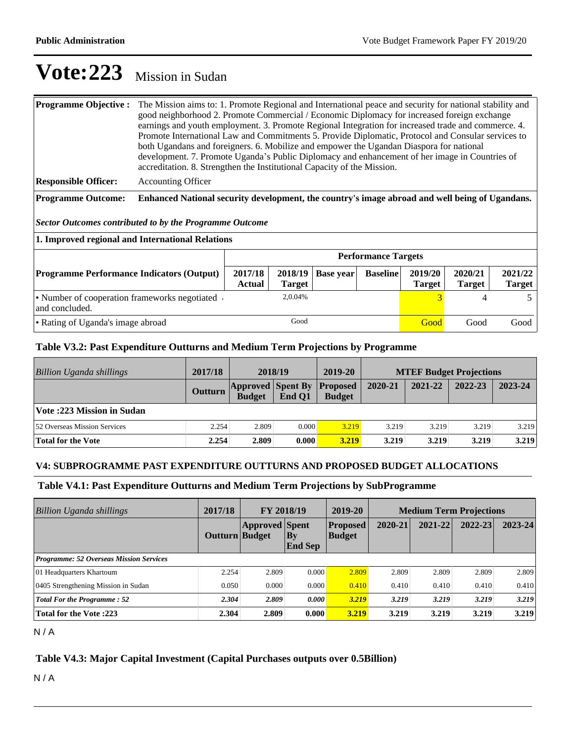# Vote:223 Mission in Sudan

| **Programme Objective :** | The Mission aims to: 1. Promote Regional and International peace and security for national stability and good neighborhood 2. Promote Commercial / Economic Diplomacy for increased foreign exchange earnings and youth employment. 3. Promote Regional Integration for increased trade and commerce. 4. Promote International Law and Commitments 5. Provide Diplomatic, Protocol and Consular services to both Ugandans and foreigners. 6. Mobilize and empower the Ugandan Diaspora for national development. 7. Promote Uganda's Public Diplomacy and enhancement of her image in Countries of accreditation. 8. Strengthen the Institutional Capacity of the Mission. |
|---|---|
| **Responsible Officer:** | Accounting Officer |
| **Programme Outcome:** | **Enhanced National security development, the country's image abroad and well being of Ugandans.** |

***Sector Outcomes contributed to by the Programme Outcome***

**1. Improved regional and International Relations**

| | Performance Targets | | | | | | |
|---|---|---|---|---|---|---|---|
| **Programme Performance Indicators (Output)** | **2017/18 Actual** | **2018/19 Target** | **Base year** | **Baseline** | **2019/20 Target** | **2020/21 Target** | **2021/22 Target** |
| • Number of cooperation frameworks negotiated and concluded. | | 2,0.04% | | | 3 | 4 | 5 |
| • Rating of Uganda's image abroad | | Good | | | Good | Good | Good |

### Table V3.2: Past Expenditure Outturns and Medium Term Projections by Programme

| *Billion Uganda shillings* | 2017/18 | 2018/19 | | 2019-20 | MTEF Budget Projections | | | |
|---|---|---|---|---|---|---|---|---|
| | **Outturn** | **Approved Budget** | **Spent By End Q1** | **Proposed Budget** | **2020-21** | **2021-22** | **2022-23** | **2023-24** |
| **Vote :223 Mission in Sudan** | | | | | | | | |
| 52 Overseas Mission Services | 2.254 | 2.809 | 0.000 | 3.219 | 3.219 | 3.219 | 3.219 | 3.219 |
| **Total for the Vote** | **2.254** | **2.809** | **0.000** | **3.219** | **3.219** | **3.219** | **3.219** | **3.219** |

### V4: SUBPROGRAMME PAST EXPENDITURE OUTTURNS AND PROPOSED BUDGET ALLOCATIONS

### Table V4.1: Past Expenditure Outturns and Medium Term Projections by SubProgramme

| *Billion Uganda shillings* | 2017/18 | FY 2018/19 | | 2019-20 | Medium Term Projections | | | |
|---|---|---|---|---|---|---|---|---|
| | **Outturn** | **Approved Budget** | **Spent By End Sep** | **Proposed Budget** | **2020-21** | **2021-22** | **2022-23** | **2023-24** |
| ***Programme: 52 Overseas Mission Services*** | | | | | | | | |
| 01 Headquarters Khartoum | 2.254 | 2.809 | 0.000 | 2.809 | 2.809 | 2.809 | 2.809 | 2.809 |
| 0405 Strengthening Mission in Sudan | 0.050 | 0.000 | 0.000 | 0.410 | 0.410 | 0.410 | 0.410 | 0.410 |
| ***Total For the Programme : 52*** | ***2.304*** | ***2.809*** | ***0.000*** | ***3.219*** | ***3.219*** | ***3.219*** | ***3.219*** | ***3.219*** |
| **Total for the Vote :223** | **2.304** | **2.809** | **0.000** | **3.219** | **3.219** | **3.219** | **3.219** | **3.219** |

N / A

### Table V4.3: Major Capital Investment (Capital Purchases outputs over 0.5Billion)

N / A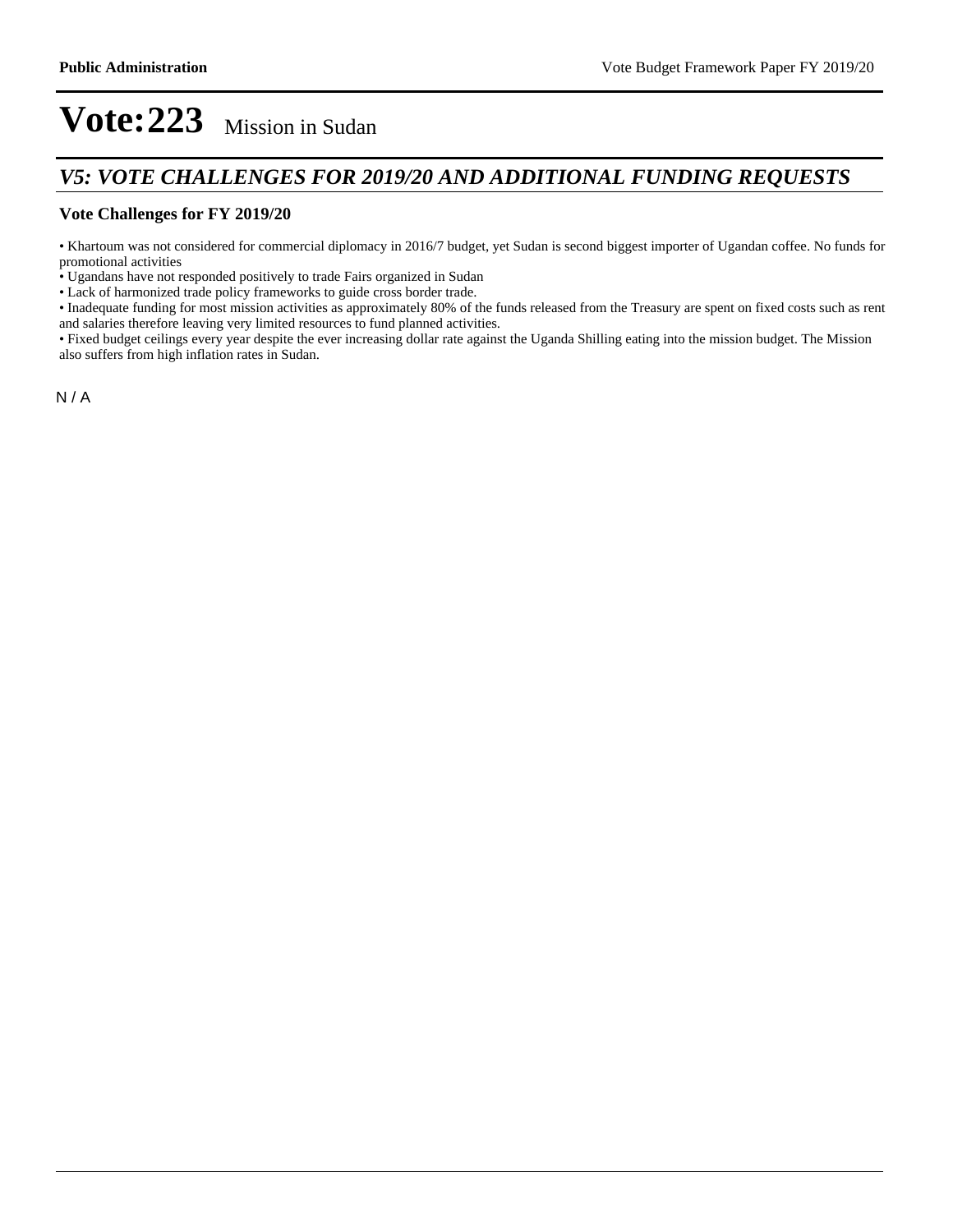# Vote:223 Mission in Sudan

## *V5: VOTE CHALLENGES FOR 2019/20 AND ADDITIONAL FUNDING REQUESTS*

### Vote Challenges for FY 2019/20

- Khartoum was not considered for commercial diplomacy in 2016/7 budget, yet Sudan is second biggest importer of Ugandan coffee. No funds for promotional activities
- Ugandans have not responded positively to trade Fairs organized in Sudan
- Lack of harmonized trade policy frameworks to guide cross border trade.
- Inadequate funding for most mission activities as approximately 80% of the funds released from the Treasury are spent on fixed costs such as rent and salaries therefore leaving very limited resources to fund planned activities.
- Fixed budget ceilings every year despite the ever increasing dollar rate against the Uganda Shilling eating into the mission budget. The Mission also suffers from high inflation rates in Sudan.

N / A